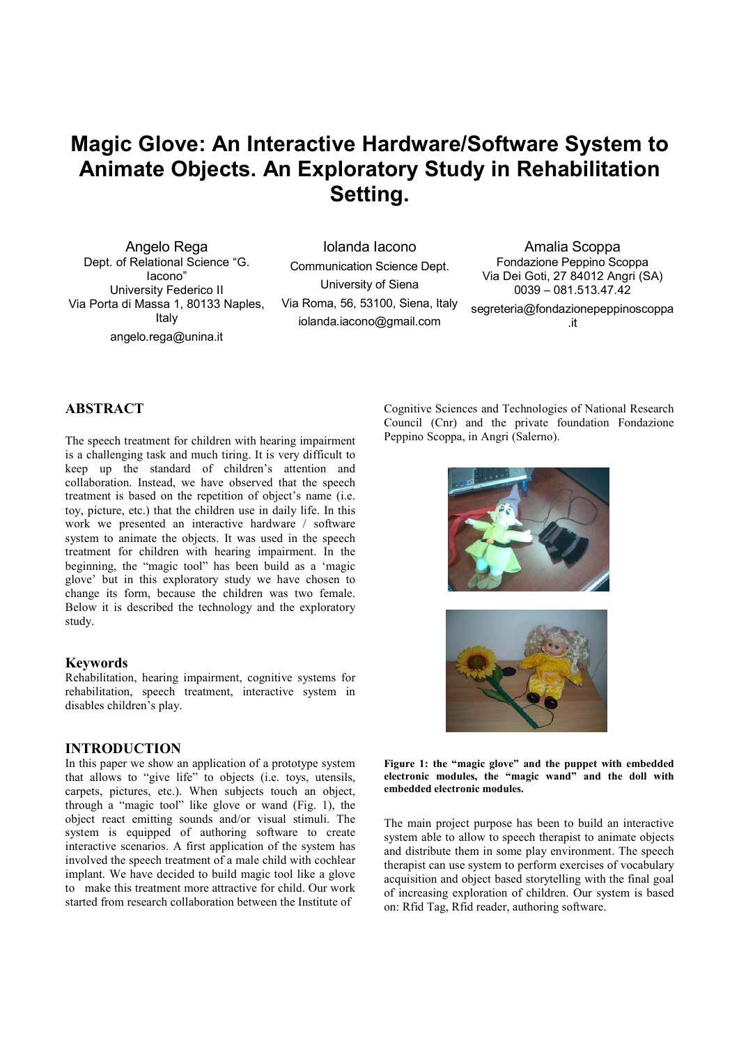# Magic Glove: An Interactive Hardware/Software System to Animate Objects. An Exploratory Study in Rehabilitation Setting.

Angelo Rega
Dept. of Relational Science "G. Iacono"
University Federico II
Via Porta di Massa 1, 80133 Naples, Italy
angelo.rega@unina.it

Iolanda Iacono
Communication Science Dept.
University of Siena
Via Roma, 56, 53100, Siena, Italy
iolanda.iacono@gmail.com

Amalia Scoppa
Fondazione Peppino Scoppa
Via Dei Goti, 27 84012 Angri (SA)
0039 – 081.513.47.42
segreteria@fondazionepeppinoscoppa.it

## ABSTRACT

The speech treatment for children with hearing impairment is a challenging task and much tiring. It is very difficult to keep up the standard of children's attention and collaboration. Instead, we have observed that the speech treatment is based on the repetition of object's name (i.e. toy, picture, etc.) that the children use in daily life. In this work we presented an interactive hardware / software system to animate the objects. It was used in the speech treatment for children with hearing impairment. In the beginning, the "magic tool" has been build as a 'magic glove' but in this exploratory study we have chosen to change its form, because the children was two female. Below it is described the technology and the exploratory study.

### Keywords

Rehabilitation, hearing impairment, cognitive systems for rehabilitation, speech treatment, interactive system in disables children's play.

## INTRODUCTION

In this paper we show an application of a prototype system that allows to "give life" to objects (i.e. toys, utensils, carpets, pictures, etc.). When subjects touch an object, through a "magic tool" like glove or wand (Fig. 1), the object react emitting sounds and/or visual stimuli. The system is equipped of authoring software to create interactive scenarios. A first application of the system has involved the speech treatment of a male child with cochlear implant. We have decided to build magic tool like a glove to make this treatment more attractive for child. Our work started from research collaboration between the Institute of Cognitive Sciences and Technologies of National Research Council (Cnr) and the private foundation Fondazione Peppino Scoppa, in Angri (Salerno).

**Figure 1: the "magic glove" and the puppet with embedded electronic modules, the "magic wand" and the doll with embedded electronic modules.**

The main project purpose has been to build an interactive system able to allow to speech therapist to animate objects and distribute them in some play environment. The speech therapist can use system to perform exercises of vocabulary acquisition and object based storytelling with the final goal of increasing exploration of children. Our system is based on: Rfid Tag, Rfid reader, authoring software.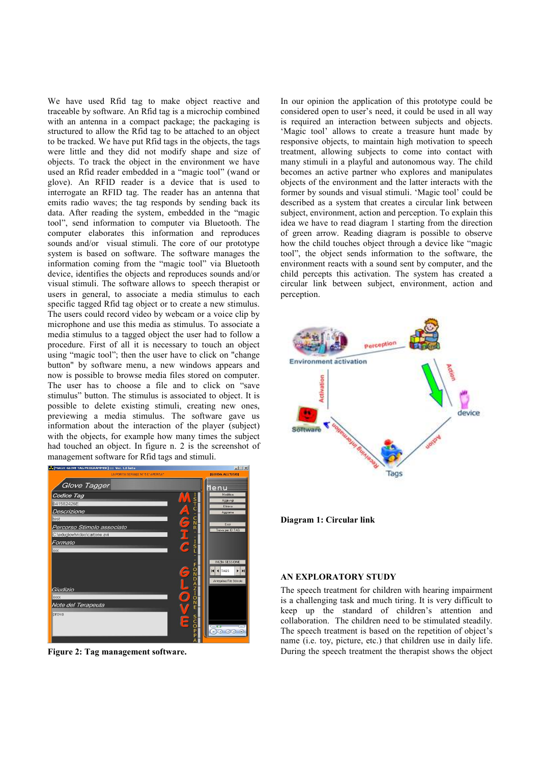We have used Rfid tag to make object reactive and traceable by software. An Rfid tag is a microchip combined with an antenna in a compact package; the packaging is structured to allow the Rfid tag to be attached to an object to be tracked. We have put Rfid tags in the objects, the tags were little and they did not modify shape and size of objects. To track the object in the environment we have used an Rfid reader embedded in a "magic tool" (wand or glove). An RFID reader is a device that is used to interrogate an RFID tag. The reader has an antenna that emits radio waves; the tag responds by sending back its data. After reading the system, embedded in the "magic tool", send information to computer via Bluetooth. The computer elaborates this information and reproduces sounds and/or visual stimuli. The core of our prototype system is based on software. The software manages the information coming from the "magic tool" via Bluetooth device, identifies the objects and reproduces sounds and/or visual stimuli. The software allows to speech therapist or users in general, to associate a media stimulus to each specific tagged Rfid tag object or to create a new stimulus. The users could record video by webcam or a voice clip by microphone and use this media as stimulus. To associate a media stimulus to a tagged object the user had to follow a procedure. First of all it is necessary to touch an object using "magic tool"; then the user have to click on "change button" by software menu, a new windows appears and now is possible to browse media files stored on computer. The user has to choose a file and to click on "save stimulus" button. The stimulus is associated to object. It is possible to delete existing stimuli, creating new ones, previewing a media stimulus. The software gave us information about the interaction of the player (subject) with the objects, for example how many times the subject had touched an object. In figure n. 2 is the screenshot of management software for Rfid tags and stimuli.

**Figure 2: Tag management software.**

In our opinion the application of this prototype could be considered open to user's need, it could be used in all way is required an interaction between subjects and objects. 'Magic tool' allows to create a treasure hunt made by responsive objects, to maintain high motivation to speech treatment, allowing subjects to come into contact with many stimuli in a playful and autonomous way. The child becomes an active partner who explores and manipulates objects of the environment and the latter interacts with the former by sounds and visual stimuli. 'Magic tool' could be described as a system that creates a circular link between subject, environment, action and perception. To explain this idea we have to read diagram 1 starting from the direction of green arrow. Reading diagram is possible to observe how the child touches object through a device like "magic tool", the object sends information to the software, the environment reacts with a sound sent by computer, and the child percepts this activation. The system has created a circular link between subject, environment, action and perception.

**Diagram 1: Circular link**

## AN EXPLORATORY STUDY

The speech treatment for children with hearing impairment is a challenging task and much tiring. It is very difficult to keep up the standard of children's attention and collaboration. The children need to be stimulated steadily. The speech treatment is based on the repetition of object's name (i.e. toy, picture, etc.) that children use in daily life. During the speech treatment the therapist shows the object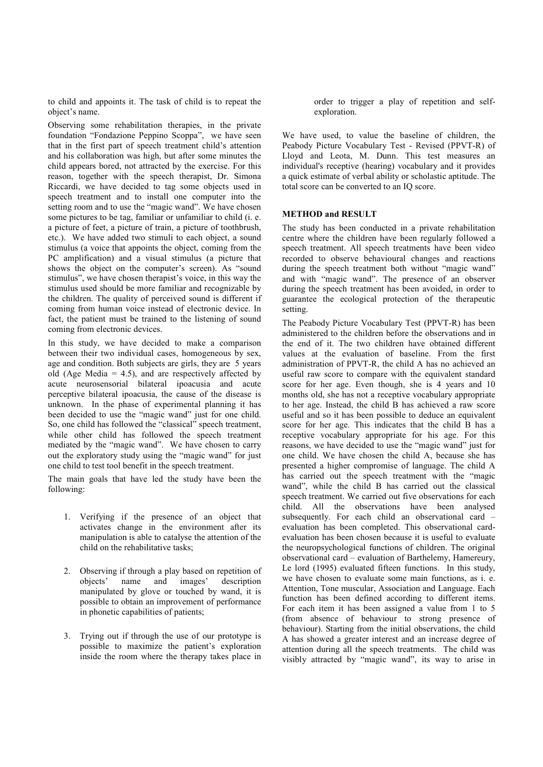to child and appoints it. The task of child is to repeat the object's name.

Observing some rehabilitation therapies, in the private foundation "Fondazione Peppino Scoppa", we have seen that in the first part of speech treatment child's attention and his collaboration was high, but after some minutes the child appears bored, not attracted by the exercise. For this reason, together with the speech therapist, Dr. Simona Riccardi, we have decided to tag some objects used in speech treatment and to install one computer into the setting room and to use the "magic wand". We have chosen some pictures to be tag, familiar or unfamiliar to child (i. e. a picture of feet, a picture of train, a picture of toothbrush, etc.). We have added two stimuli to each object, a sound stimulus (a voice that appoints the object, coming from the PC amplification) and a visual stimulus (a picture that shows the object on the computer's screen). As "sound stimulus", we have chosen therapist's voice, in this way the stimulus used should be more familiar and recognizable by the children. The quality of perceived sound is different if coming from human voice instead of electronic device. In fact, the patient must be trained to the listening of sound coming from electronic devices.

In this study, we have decided to make a comparison between their two individual cases, homogeneous by sex, age and condition. Both subjects are girls, they are 5 years old (Age Media = 4.5), and are respectively affected by acute neurosensorial bilateral ipoacusia and acute perceptive bilateral ipoacusia, the cause of the disease is unknown. In the phase of experimental planning it has been decided to use the "magic wand" just for one child. So, one child has followed the "classical" speech treatment, while other child has followed the speech treatment mediated by the "magic wand". We have chosen to carry out the exploratory study using the "magic wand" for just one child to test tool benefit in the speech treatment.

The main goals that have led the study have been the following:

1. Verifying if the presence of an object that activates change in the environment after its manipulation is able to catalyse the attention of the child on the rehabilitative tasks;
2. Observing if through a play based on repetition of objects' name and images' description manipulated by glove or touched by wand, it is possible to obtain an improvement of performance in phonetic capabilities of patients;
3. Trying out if through the use of our prototype is possible to maximize the patient's exploration inside the room where the therapy takes place in order to trigger a play of repetition and self-exploration.

We have used, to value the baseline of children, the Peabody Picture Vocabulary Test - Revised (PPVT-R) of Lloyd and Leota, M. Dunn. This test measures an individual's receptive (hearing) vocabulary and it provides a quick estimate of verbal ability or scholastic aptitude. The total score can be converted to an IQ score.

## METHOD and RESULT

The study has been conducted in a private rehabilitation centre where the children have been regularly followed a speech treatment. All speech treatments have been video recorded to observe behavioural changes and reactions during the speech treatment both without "magic wand" and with "magic wand". The presence of an observer during the speech treatment has been avoided, in order to guarantee the ecological protection of the therapeutic setting.

The Peabody Picture Vocabulary Test (PPVT-R) has been administered to the children before the observations and in the end of it. The two children have obtained different values at the evaluation of baseline. From the first administration of PPVT-R, the child A has no achieved an useful raw score to compare with the equivalent standard score for her age. Even though, she is 4 years and 10 months old, she has not a receptive vocabulary appropriate to her age. Instead, the child B has achieved a raw score useful and so it has been possible to deduce an equivalent score for her age. This indicates that the child B has a receptive vocabulary appropriate for his age. For this reasons, we have decided to use the "magic wand" just for one child. We have chosen the child A, because she has presented a higher compromise of language. The child A has carried out the speech treatment with the "magic wand", while the child B has carried out the classical speech treatment. We carried out five observations for each child. All the observations have been analysed subsequently. For each child an observational card – evaluation has been completed. This observational card-evaluation has been chosen because it is useful to evaluate the neuropsychological functions of children. The original observational card – evaluation of Barthelemy, Hamereury, Le lord (1995) evaluated fifteen functions. In this study, we have chosen to evaluate some main functions, as i. e. Attention, Tone muscular, Association and Language. Each function has been defined according to different items. For each item it has been assigned a value from 1 to 5 (from absence of behaviour to strong presence of behaviour). Starting from the initial observations, the child A has showed a greater interest and an increase degree of attention during all the speech treatments. The child was visibly attracted by "magic wand", its way to arise in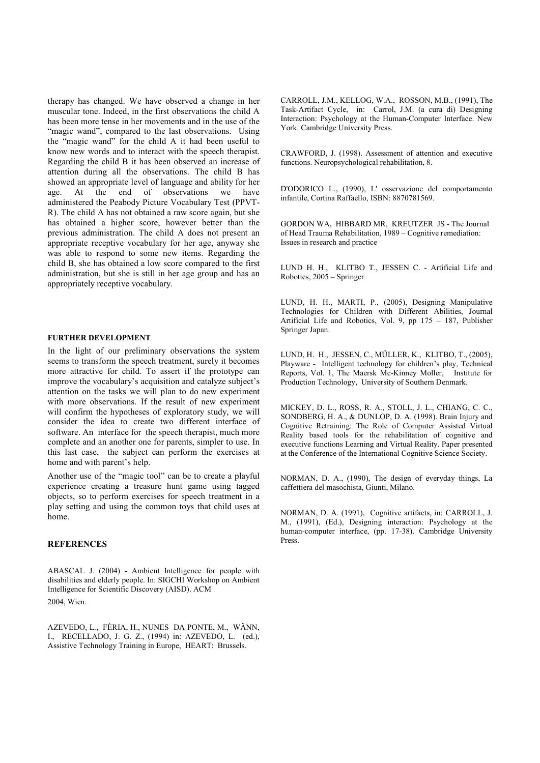therapy has changed. We have observed a change in her muscular tone. Indeed, in the first observations the child A has been more tense in her movements and in the use of the "magic wand", compared to the last observations. Using the "magic wand" for the child A it had been useful to know new words and to interact with the speech therapist. Regarding the child B it has been observed an increase of attention during all the observations. The child B has showed an appropriate level of language and ability for her age. At the end of observations we have administered the Peabody Picture Vocabulary Test (PPVT-R). The child A has not obtained a raw score again, but she has obtained a higher score, however better than the previous administration. The child A does not present an appropriate receptive vocabulary for her age, anyway she was able to respond to some new items. Regarding the child B, she has obtained a low score compared to the first administration, but she is still in her age group and has an appropriately receptive vocabulary.

## FURTHER DEVELOPMENT

In the light of our preliminary observations the system seems to transform the speech treatment, surely it becomes more attractive for child. To assert if the prototype can improve the vocabulary's acquisition and catalyze subject's attention on the tasks we will plan to do new experiment with more observations. If the result of new experiment will confirm the hypotheses of exploratory study, we will consider the idea to create two different interface of software. An interface for the speech therapist, much more complete and an another one for parents, simpler to use. In this last case, the subject can perform the exercises at home and with parent's help.

Another use of the "magic tool" can be to create a playful experience creating a treasure hunt game using tagged objects, so to perform exercises for speech treatment in a play setting and using the common toys that child uses at home.

## REFERENCES

ABASCAL J. (2004) - Ambient Intelligence for people with disabilities and elderly people. In: SIGCHI Workshop on Ambient Intelligence for Scientific Discovery (AISD). ACM 2004, Wien.

AZEVEDO, L., FÉRIA, H., NUNES DA PONTE, M., WÄNN, I., RECELLADO, J. G. Z., (1994) in: AZEVEDO, L. (ed.), Assistive Technology Training in Europe, HEART: Brussels.

CARROLL, J.M., KELLOG, W.A., ROSSON, M.B., (1991), The Task-Artifact Cycle, in: Carrol, J.M. (a cura di) Designing Interaction: Psychology at the Human-Computer Interface. New York: Cambridge University Press.

CRAWFORD, J. (1998). Assessment of attention and executive functions. Neuropsychological rehabilitation, 8.

D'ODORICO L., (1990), L' osservazione del comportamento infantile, Cortina Raffaello, ISBN: 8870781569.

GORDON WA, HIBBARD MR, KREUTZER JS - The Journal of Head Trauma Rehabilitation, 1989 – Cognitive remediation: Issues in research and practice

LUND H. H., KLITBO T., JESSEN C. - Artificial Life and Robotics, 2005 – Springer

LUND, H. H., MARTI, P., (2005), Designing Manipulative Technologies for Children with Different Abilities, Journal Artificial Life and Robotics, Vol. 9, pp 175 – 187, Publisher Springer Japan.

LUND, H. H., JESSEN, C., MÜLLER, K., KLITBO, T., (2005), Playware - Intelligent technology for children's play, Technical Reports, Vol. 1, The Maersk Mc-Kinney Moller, Institute for Production Technology, University of Southern Denmark.

MICKEY, D. L., ROSS, R. A., STOLL, J. L., CHIANG, C. C., SONDBERG, H. A., & DUNLOP, D. A. (1998). Brain Injury and Cognitive Retraining: The Role of Computer Assisted Virtual Reality based tools for the rehabilitation of cognitive and executive functions Learning and Virtual Reality. Paper presented at the Conference of the International Cognitive Science Society.

NORMAN, D. A., (1990), The design of everyday things, La caffettiera del masochista, Giunti, Milano.

NORMAN, D. A. (1991), Cognitive artifacts, in: CARROLL, J. M., (1991), (Ed.), Designing interaction: Psychology at the human-computer interface, (pp. 17-38). Cambridge University Press.